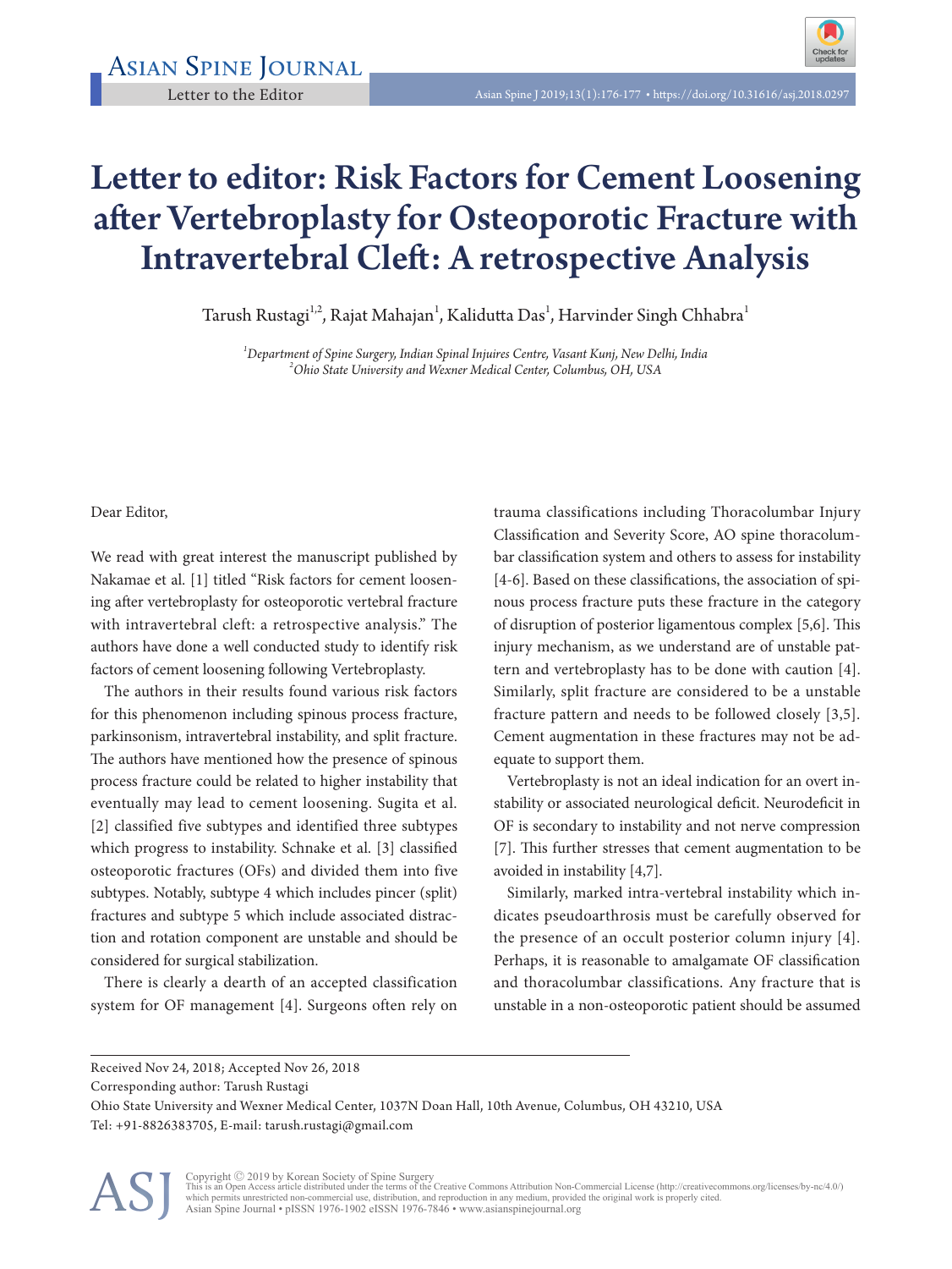Letter to the Editor

# Letter to editor: Risk Factors for Cement Loosening after Vertebroplasty for Osteoporotic Fracture with Intravertebral Cleft: A retrospective Analysis

Tarush Rustagi[1,2], Rajat Mahajan[1], Kalidutta Das[1], Harvinder Singh Chhabra[1]

[1]*Department of Spine Surgery, Indian Spinal Injuires Centre, Vasant Kunj, New Delhi, India*
[2]*Ohio State University and Wexner Medical Center, Columbus, OH, USA*

Dear Editor,

We read with great interest the manuscript published by Nakamae et al. [1] titled "Risk factors for cement loosening after vertebroplasty for osteoporotic vertebral fracture with intravertebral cleft: a retrospective analysis." The authors have done a well conducted study to identify risk factors of cement loosening following Vertebroplasty.

The authors in their results found various risk factors for this phenomenon including spinous process fracture, parkinsonism, intravertebral instability, and split fracture. The authors have mentioned how the presence of spinous process fracture could be related to higher instability that eventually may lead to cement loosening. Sugita et al. [2] classified five subtypes and identified three subtypes which progress to instability. Schnake et al. [3] classified osteoporotic fractures (OFs) and divided them into five subtypes. Notably, subtype 4 which includes pincer (split) fractures and subtype 5 which include associated distraction and rotation component are unstable and should be considered for surgical stabilization.

There is clearly a dearth of an accepted classification system for OF management [4]. Surgeons often rely on trauma classifications including Thoracolumbar Injury Classification and Severity Score, AO spine thoracolumbar classification system and others to assess for instability [4-6]. Based on these classifications, the association of spinous process fracture puts these fracture in the category of disruption of posterior ligamentous complex [5,6]. This injury mechanism, as we understand are of unstable pattern and vertebroplasty has to be done with caution [4]. Similarly, split fracture are considered to be a unstable fracture pattern and needs to be followed closely [3,5]. Cement augmentation in these fractures may not be adequate to support them.

Vertebroplasty is not an ideal indication for an overt instability or associated neurological deficit. Neurodeficit in OF is secondary to instability and not nerve compression [7]. This further stresses that cement augmentation to be avoided in instability [4,7].

Similarly, marked intra-vertebral instability which indicates pseudoarthrosis must be carefully observed for the presence of an occult posterior column injury [4]. Perhaps, it is reasonable to amalgamate OF classification and thoracolumbar classifications. Any fracture that is unstable in a non-osteoporotic patient should be assumed

---

Received Nov 24, 2018; Accepted Nov 26, 2018

Corresponding author: Tarush Rustagi

Ohio State University and Wexner Medical Center, 1037N Doan Hall, 10th Avenue, Columbus, OH 43210, USA

Tel: +91-8826383705, E-mail: tarush.rustagi@gmail.com

Copyright © 2019 by Korean Society of Spine Surgery
This is an Open Access article distributed under the terms of the Creative Commons Attribution Non-Commercial License (http://creativecommons.org/licenses/by-nc/4.0/) which permits unrestricted non-commercial use, distribution, and reproduction in any medium, provided the original work is properly cited.
Asian Spine Journal • pISSN 1976-1902 eISSN 1976-7846 • www.asianspinejournal.org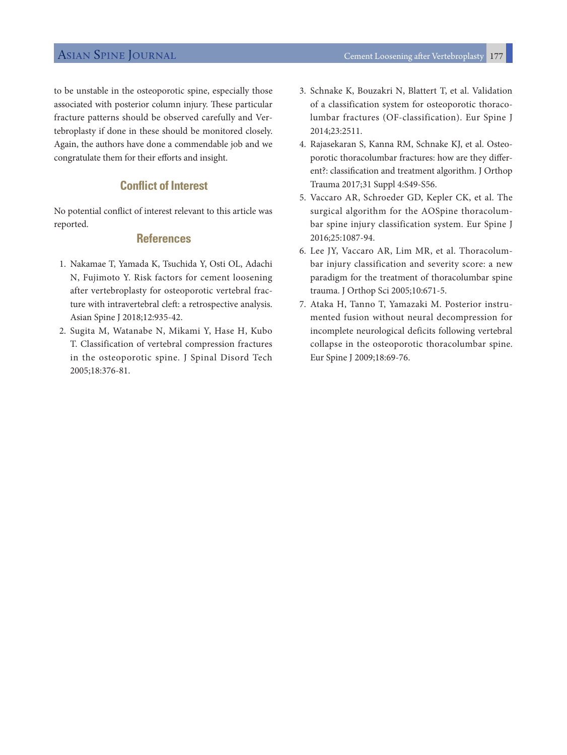to be unstable in the osteoporotic spine, especially those associated with posterior column injury. These particular fracture patterns should be observed carefully and Vertebroplasty if done in these should be monitored closely. Again, the authors have done a commendable job and we congratulate them for their efforts and insight.

## Conflict of Interest

No potential conflict of interest relevant to this article was reported.

## References

1. Nakamae T, Yamada K, Tsuchida Y, Osti OL, Adachi N, Fujimoto Y. Risk factors for cement loosening after vertebroplasty for osteoporotic vertebral fracture with intravertebral cleft: a retrospective analysis. Asian Spine J 2018;12:935-42.
2. Sugita M, Watanabe N, Mikami Y, Hase H, Kubo T. Classification of vertebral compression fractures in the osteoporotic spine. J Spinal Disord Tech 2005;18:376-81.
3. Schnake K, Bouzakri N, Blattert T, et al. Validation of a classification system for osteoporotic thoracolumbar fractures (OF-classification). Eur Spine J 2014;23:2511.
4. Rajasekaran S, Kanna RM, Schnake KJ, et al. Osteoporotic thoracolumbar fractures: how are they different?: classification and treatment algorithm. J Orthop Trauma 2017;31 Suppl 4:S49-S56.
5. Vaccaro AR, Schroeder GD, Kepler CK, et al. The surgical algorithm for the AOSpine thoracolumbar spine injury classification system. Eur Spine J 2016;25:1087-94.
6. Lee JY, Vaccaro AR, Lim MR, et al. Thoracolumbar injury classification and severity score: a new paradigm for the treatment of thoracolumbar spine trauma. J Orthop Sci 2005;10:671-5.
7. Ataka H, Tanno T, Yamazaki M. Posterior instrumented fusion without neural decompression for incomplete neurological deficits following vertebral collapse in the osteoporotic thoracolumbar spine. Eur Spine J 2009;18:69-76.